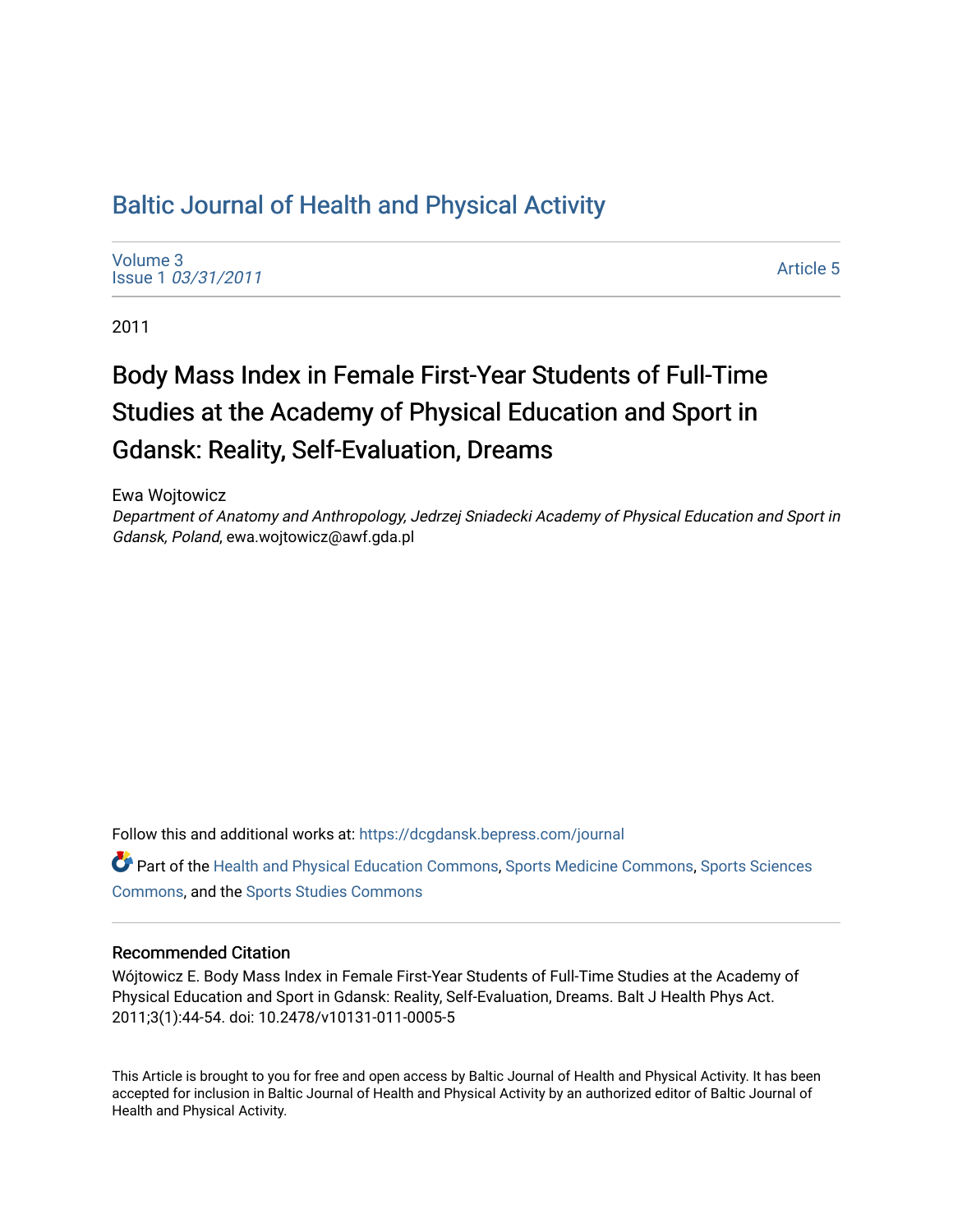# Baltic Journal of Health and Physical Activity

Volume 3
Issue 1 *03/31/2011*

Article 5

2011

## Body Mass Index in Female First-Year Students of Full-Time Studies at the Academy of Physical Education and Sport in Gdansk: Reality, Self-Evaluation, Dreams

Ewa Wojtowicz
*Department of Anatomy and Anthropology, Jedrzej Sniadecki Academy of Physical Education and Sport in Gdansk, Poland*, ewa.wojtowicz@awf.gda.pl

Follow this and additional works at: https://dcgdansk.bepress.com/journal

Part of the Health and Physical Education Commons, Sports Medicine Commons, Sports Sciences Commons, and the Sports Studies Commons

### Recommended Citation

Wójtowicz E. Body Mass Index in Female First-Year Students of Full-Time Studies at the Academy of Physical Education and Sport in Gdansk: Reality, Self-Evaluation, Dreams. Balt J Health Phys Act. 2011;3(1):44-54. doi: 10.2478/v10131-011-0005-5

This Article is brought to you for free and open access by Baltic Journal of Health and Physical Activity. It has been accepted for inclusion in Baltic Journal of Health and Physical Activity by an authorized editor of Baltic Journal of Health and Physical Activity.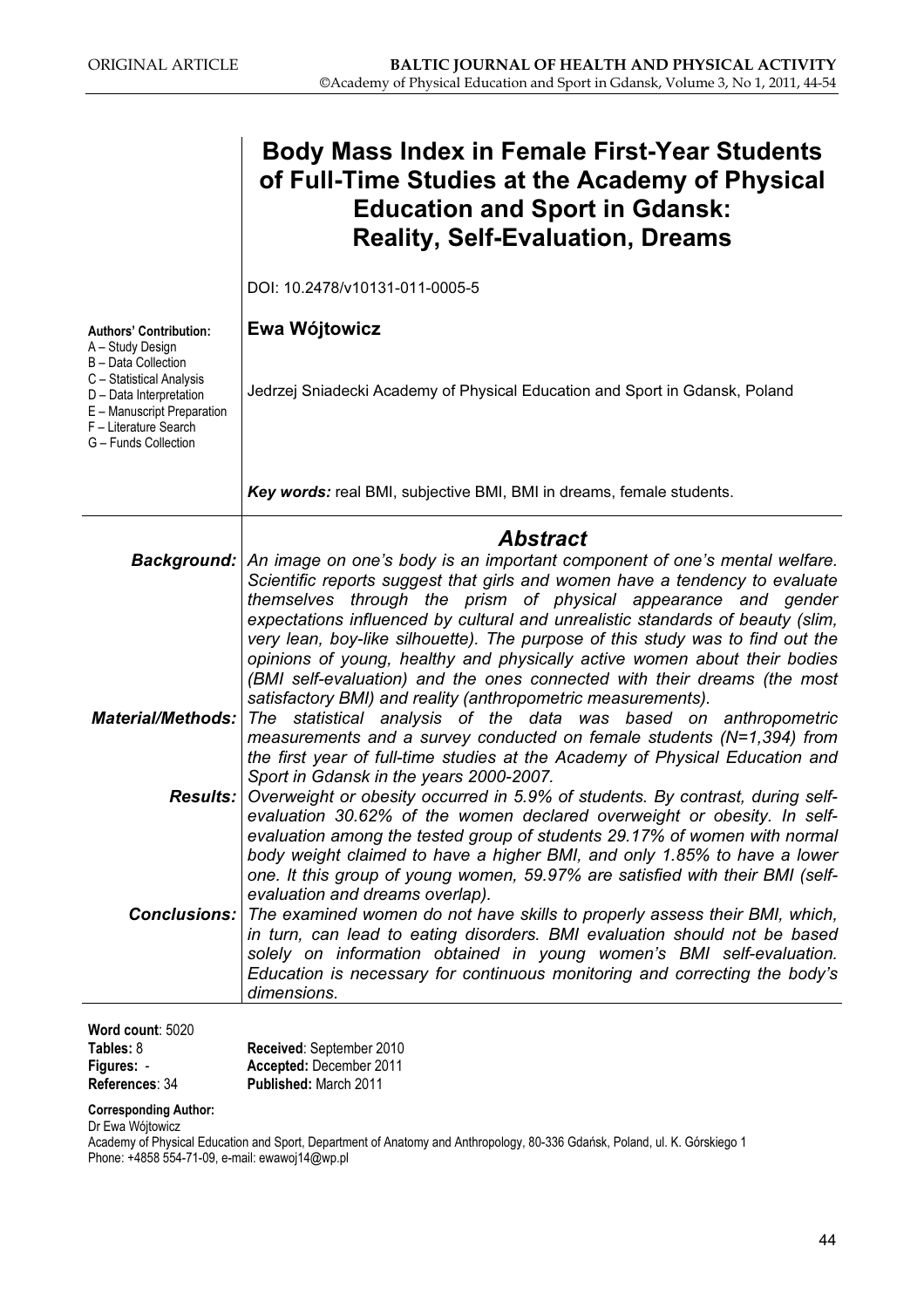# Body Mass Index in Female First-Year Students of Full-Time Studies at the Academy of Physical Education and Sport in Gdansk: Reality, Self-Evaluation, Dreams

DOI: 10.2478/v10131-011-0005-5

**Authors' Contribution:**
A – Study Design
B – Data Collection
C – Statistical Analysis
D – Data Interpretation
E – Manuscript Preparation
F – Literature Search
G – Funds Collection

**Ewa Wójtowicz**

Jedrzej Sniadecki Academy of Physical Education and Sport in Gdansk, Poland

***Key words:*** real BMI, subjective BMI, BMI in dreams, female students.

## *Abstract*

***Background:*** *An image on one's body is an important component of one's mental welfare. Scientific reports suggest that girls and women have a tendency to evaluate themselves through the prism of physical appearance and gender expectations influenced by cultural and unrealistic standards of beauty (slim, very lean, boy-like silhouette). The purpose of this study was to find out the opinions of young, healthy and physically active women about their bodies (BMI self-evaluation) and the ones connected with their dreams (the most satisfactory BMI) and reality (anthropometric measurements).*

***Material/Methods:*** *The statistical analysis of the data was based on anthropometric measurements and a survey conducted on female students (N=1,394) from the first year of full-time studies at the Academy of Physical Education and Sport in Gdansk in the years 2000-2007.*

***Results:*** *Overweight or obesity occurred in 5.9% of students. By contrast, during self-evaluation 30.62% of the women declared overweight or obesity. In self-evaluation among the tested group of students 29.17% of women with normal body weight claimed to have a higher BMI, and only 1.85% to have a lower one. It this group of young women, 59.97% are satisfied with their BMI (self-evaluation and dreams overlap).*

***Conclusions:*** *The examined women do not have skills to properly assess their BMI, which, in turn, can lead to eating disorders. BMI evaluation should not be based solely on information obtained in young women's BMI self-evaluation. Education is necessary for continuous monitoring and correcting the body's dimensions.*

**Word count**: 5020
**Tables:** 8
**Figures:** -
**References**: 34

**Received**: September 2010
**Accepted:** December 2011
**Published:** March 2011

**Corresponding Author:**
Dr Ewa Wójtowicz
Academy of Physical Education and Sport, Department of Anatomy and Anthropology, 80-336 Gdańsk, Poland, ul. K. Górskiego 1
Phone: +4858 554-71-09, e-mail: ewawoj14@wp.pl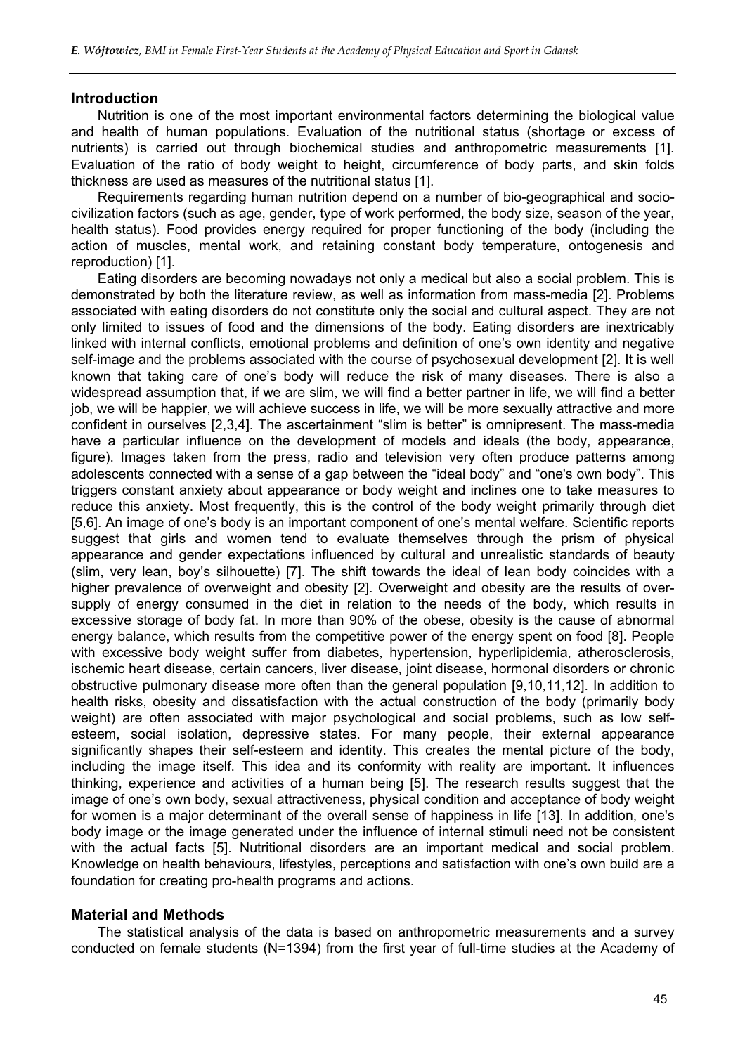## Introduction

Nutrition is one of the most important environmental factors determining the biological value and health of human populations. Evaluation of the nutritional status (shortage or excess of nutrients) is carried out through biochemical studies and anthropometric measurements [1]. Evaluation of the ratio of body weight to height, circumference of body parts, and skin folds thickness are used as measures of the nutritional status [1].

Requirements regarding human nutrition depend on a number of bio-geographical and socio-civilization factors (such as age, gender, type of work performed, the body size, season of the year, health status). Food provides energy required for proper functioning of the body (including the action of muscles, mental work, and retaining constant body temperature, ontogenesis and reproduction) [1].

Eating disorders are becoming nowadays not only a medical but also a social problem. This is demonstrated by both the literature review, as well as information from mass-media [2]. Problems associated with eating disorders do not constitute only the social and cultural aspect. They are not only limited to issues of food and the dimensions of the body. Eating disorders are inextricably linked with internal conflicts, emotional problems and definition of one's own identity and negative self-image and the problems associated with the course of psychosexual development [2]. It is well known that taking care of one's body will reduce the risk of many diseases. There is also a widespread assumption that, if we are slim, we will find a better partner in life, we will find a better job, we will be happier, we will achieve success in life, we will be more sexually attractive and more confident in ourselves [2,3,4]. The ascertainment "slim is better" is omnipresent. The mass-media have a particular influence on the development of models and ideals (the body, appearance, figure). Images taken from the press, radio and television very often produce patterns among adolescents connected with a sense of a gap between the "ideal body" and "one's own body". This triggers constant anxiety about appearance or body weight and inclines one to take measures to reduce this anxiety. Most frequently, this is the control of the body weight primarily through diet [5,6]. An image of one's body is an important component of one's mental welfare. Scientific reports suggest that girls and women tend to evaluate themselves through the prism of physical appearance and gender expectations influenced by cultural and unrealistic standards of beauty (slim, very lean, boy's silhouette) [7]. The shift towards the ideal of lean body coincides with a higher prevalence of overweight and obesity [2]. Overweight and obesity are the results of over-supply of energy consumed in the diet in relation to the needs of the body, which results in excessive storage of body fat. In more than 90% of the obese, obesity is the cause of abnormal energy balance, which results from the competitive power of the energy spent on food [8]. People with excessive body weight suffer from diabetes, hypertension, hyperlipidemia, atherosclerosis, ischemic heart disease, certain cancers, liver disease, joint disease, hormonal disorders or chronic obstructive pulmonary disease more often than the general population [9,10,11,12]. In addition to health risks, obesity and dissatisfaction with the actual construction of the body (primarily body weight) are often associated with major psychological and social problems, such as low self-esteem, social isolation, depressive states. For many people, their external appearance significantly shapes their self-esteem and identity. This creates the mental picture of the body, including the image itself. This idea and its conformity with reality are important. It influences thinking, experience and activities of a human being [5]. The research results suggest that the image of one's own body, sexual attractiveness, physical condition and acceptance of body weight for women is a major determinant of the overall sense of happiness in life [13]. In addition, one's body image or the image generated under the influence of internal stimuli need not be consistent with the actual facts [5]. Nutritional disorders are an important medical and social problem. Knowledge on health behaviours, lifestyles, perceptions and satisfaction with one's own build are a foundation for creating pro-health programs and actions.

## Material and Methods

The statistical analysis of the data is based on anthropometric measurements and a survey conducted on female students (N=1394) from the first year of full-time studies at the Academy of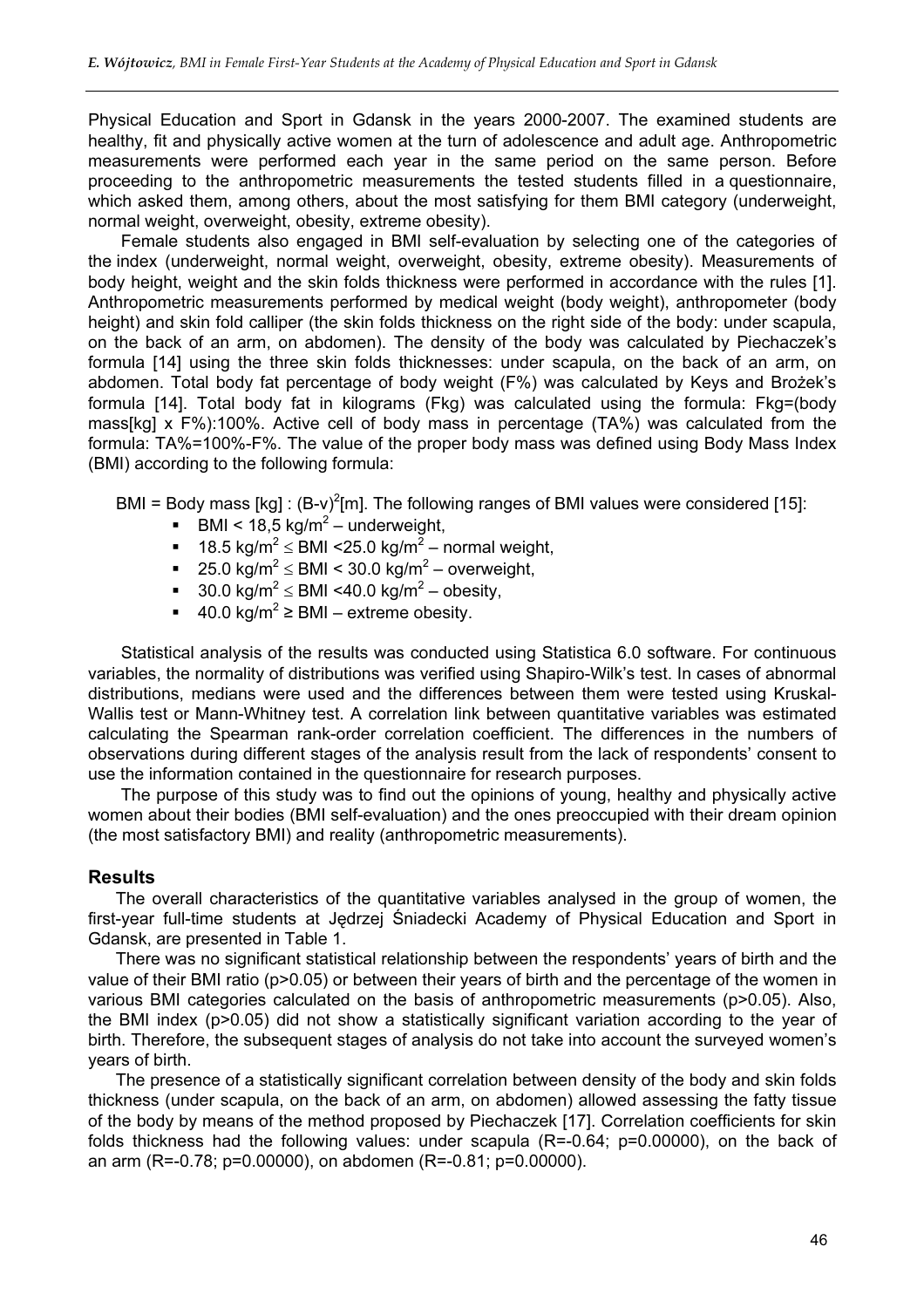Physical Education and Sport in Gdansk in the years 2000-2007. The examined students are healthy, fit and physically active women at the turn of adolescence and adult age. Anthropometric measurements were performed each year in the same period on the same person. Before proceeding to the anthropometric measurements the tested students filled in a questionnaire, which asked them, among others, about the most satisfying for them BMI category (underweight, normal weight, overweight, obesity, extreme obesity).

Female students also engaged in BMI self-evaluation by selecting one of the categories of the index (underweight, normal weight, overweight, obesity, extreme obesity). Measurements of body height, weight and the skin folds thickness were performed in accordance with the rules [1]. Anthropometric measurements performed by medical weight (body weight), anthropometer (body height) and skin fold calliper (the skin folds thickness on the right side of the body: under scapula, on the back of an arm, on abdomen). The density of the body was calculated by Piechaczek's formula [14] using the three skin folds thicknesses: under scapula, on the back of an arm, on abdomen. Total body fat percentage of body weight (F%) was calculated by Keys and Brożek's formula [14]. Total body fat in kilograms (Fkg) was calculated using the formula: Fkg=(body mass[kg] x F%):100%. Active cell of body mass in percentage (TA%) was calculated from the formula: TA%=100%-F%. The value of the proper body mass was defined using Body Mass Index (BMI) according to the following formula:

BMI = Body mass [kg] : $(B\text{-}v)^2$[m]. The following ranges of BMI values were considered [15]:

- BMI < 18,5 kg/m$^2$ – underweight,
- 18.5 kg/m$^2$ ≤ BMI <25.0 kg/m$^2$ – normal weight,
- 25.0 kg/m$^2$ ≤ BMI < 30.0 kg/m$^2$ – overweight,
- 30.0 kg/m$^2$ ≤ BMI <40.0 kg/m$^2$ – obesity,
- 40.0 kg/m$^2$ ≥ BMI – extreme obesity.

Statistical analysis of the results was conducted using Statistica 6.0 software. For continuous variables, the normality of distributions was verified using Shapiro-Wilk's test. In cases of abnormal distributions, medians were used and the differences between them were tested using Kruskal-Wallis test or Mann-Whitney test. A correlation link between quantitative variables was estimated calculating the Spearman rank-order correlation coefficient. The differences in the numbers of observations during different stages of the analysis result from the lack of respondents' consent to use the information contained in the questionnaire for research purposes.

The purpose of this study was to find out the opinions of young, healthy and physically active women about their bodies (BMI self-evaluation) and the ones preoccupied with their dream opinion (the most satisfactory BMI) and reality (anthropometric measurements).

## Results

The overall characteristics of the quantitative variables analysed in the group of women, the first-year full-time students at Jędrzej Śniadecki Academy of Physical Education and Sport in Gdansk, are presented in Table 1.

There was no significant statistical relationship between the respondents' years of birth and the value of their BMI ratio (p>0.05) or between their years of birth and the percentage of the women in various BMI categories calculated on the basis of anthropometric measurements (p>0.05). Also, the BMI index (p>0.05) did not show a statistically significant variation according to the year of birth. Therefore, the subsequent stages of analysis do not take into account the surveyed women's years of birth.

The presence of a statistically significant correlation between density of the body and skin folds thickness (under scapula, on the back of an arm, on abdomen) allowed assessing the fatty tissue of the body by means of the method proposed by Piechaczek [17]. Correlation coefficients for skin folds thickness had the following values: under scapula (R=-0.64; p=0.00000), on the back of an arm (R=-0.78; p=0.00000), on abdomen (R=-0.81; p=0.00000).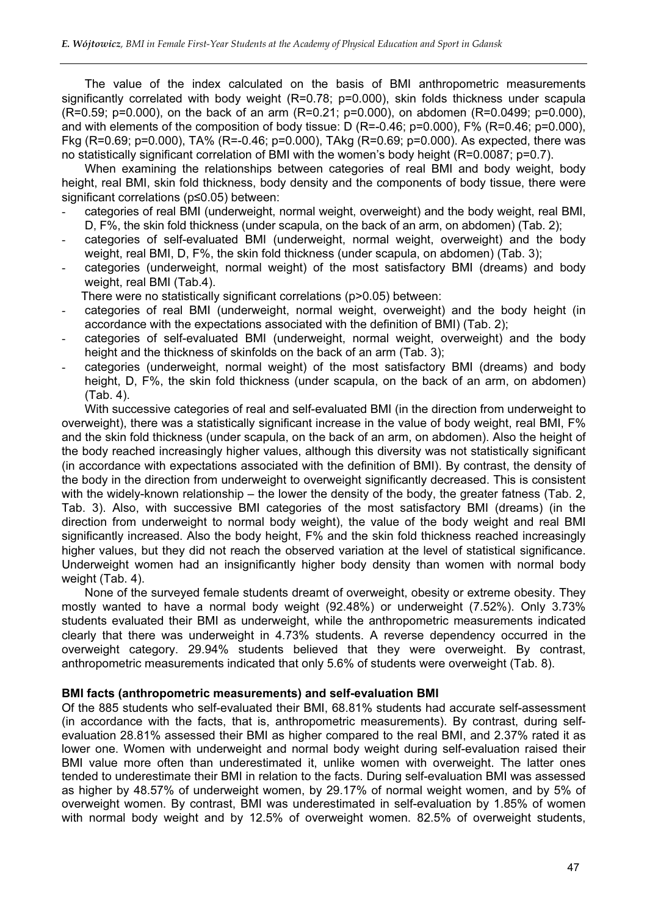The value of the index calculated on the basis of BMI anthropometric measurements significantly correlated with body weight (R=0.78; p=0.000), skin folds thickness under scapula (R=0.59; p=0.000), on the back of an arm (R=0.21; p=0.000), on abdomen (R=0.0499; p=0.000), and with elements of the composition of body tissue: D (R=-0.46; p=0.000), F% (R=0.46; p=0.000), Fkg (R=0.69; p=0.000), TA% (R=-0.46; p=0.000), TAkg (R=0.69; p=0.000). As expected, there was no statistically significant correlation of BMI with the women's body height (R=0.0087; p=0.7).

When examining the relationships between categories of real BMI and body weight, body height, real BMI, skin fold thickness, body density and the components of body tissue, there were significant correlations (p≤0.05) between:

- categories of real BMI (underweight, normal weight, overweight) and the body weight, real BMI, D, F%, the skin fold thickness (under scapula, on the back of an arm, on abdomen) (Tab. 2);
- categories of self-evaluated BMI (underweight, normal weight, overweight) and the body weight, real BMI, D, F%, the skin fold thickness (under scapula, on abdomen) (Tab. 3);
- categories (underweight, normal weight) of the most satisfactory BMI (dreams) and body weight, real BMI (Tab.4).

There were no statistically significant correlations (p>0.05) between:

- categories of real BMI (underweight, normal weight, overweight) and the body height (in accordance with the expectations associated with the definition of BMI) (Tab. 2);
- categories of self-evaluated BMI (underweight, normal weight, overweight) and the body height and the thickness of skinfolds on the back of an arm (Tab. 3);
- categories (underweight, normal weight) of the most satisfactory BMI (dreams) and body height, D, F%, the skin fold thickness (under scapula, on the back of an arm, on abdomen) (Tab. 4).

With successive categories of real and self-evaluated BMI (in the direction from underweight to overweight), there was a statistically significant increase in the value of body weight, real BMI, F% and the skin fold thickness (under scapula, on the back of an arm, on abdomen). Also the height of the body reached increasingly higher values, although this diversity was not statistically significant (in accordance with expectations associated with the definition of BMI). By contrast, the density of the body in the direction from underweight to overweight significantly decreased. This is consistent with the widely-known relationship – the lower the density of the body, the greater fatness (Tab. 2, Tab. 3). Also, with successive BMI categories of the most satisfactory BMI (dreams) (in the direction from underweight to normal body weight), the value of the body weight and real BMI significantly increased. Also the body height, F% and the skin fold thickness reached increasingly higher values, but they did not reach the observed variation at the level of statistical significance. Underweight women had an insignificantly higher body density than women with normal body weight (Tab. 4).

None of the surveyed female students dreamt of overweight, obesity or extreme obesity. They mostly wanted to have a normal body weight (92.48%) or underweight (7.52%). Only 3.73% students evaluated their BMI as underweight, while the anthropometric measurements indicated clearly that there was underweight in 4.73% students. A reverse dependency occurred in the overweight category. 29.94% students believed that they were overweight. By contrast, anthropometric measurements indicated that only 5.6% of students were overweight (Tab. 8).

**BMI facts (anthropometric measurements) and self-evaluation BMI**

Of the 885 students who self-evaluated their BMI, 68.81% students had accurate self-assessment (in accordance with the facts, that is, anthropometric measurements). By contrast, during self-evaluation 28.81% assessed their BMI as higher compared to the real BMI, and 2.37% rated it as lower one. Women with underweight and normal body weight during self-evaluation raised their BMI value more often than underestimated it, unlike women with overweight. The latter ones tended to underestimate their BMI in relation to the facts. During self-evaluation BMI was assessed as higher by 48.57% of underweight women, by 29.17% of normal weight women, and by 5% of overweight women. By contrast, BMI was underestimated in self-evaluation by 1.85% of women with normal body weight and by 12.5% of overweight women. 82.5% of overweight students,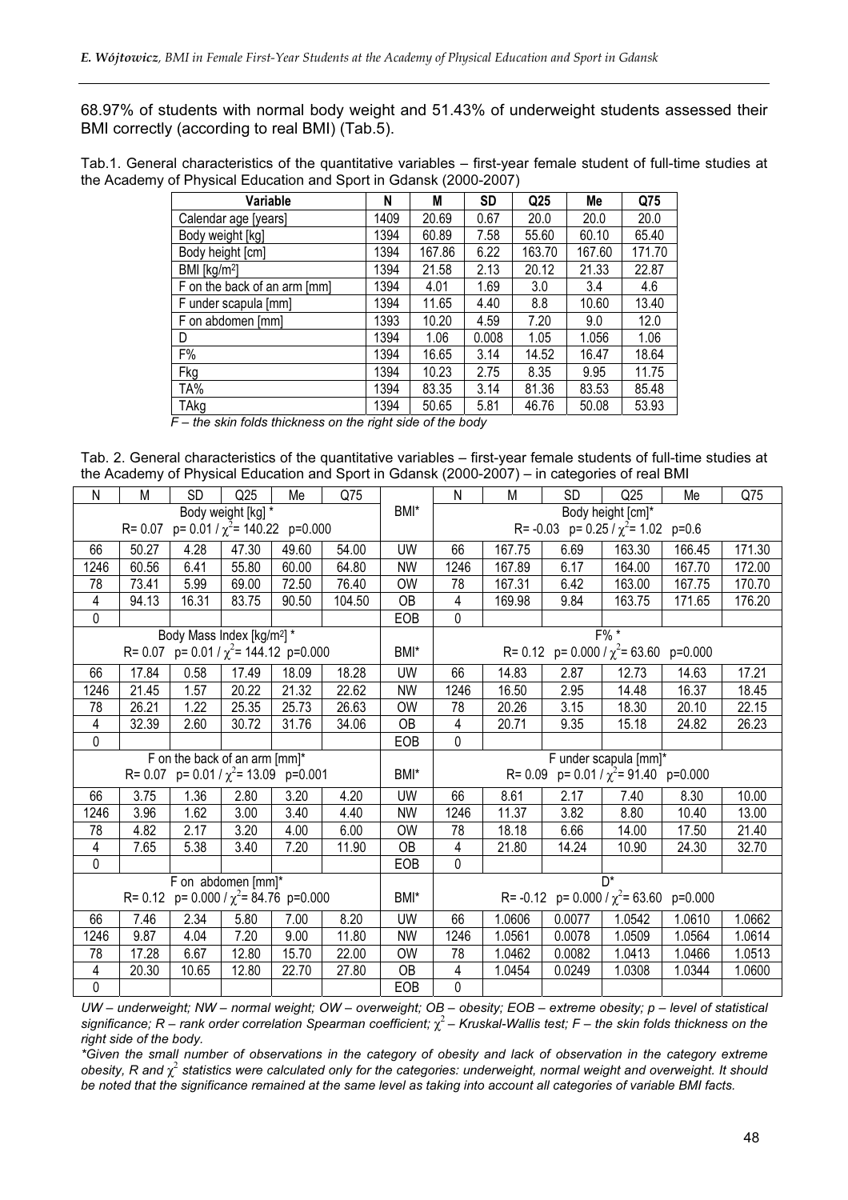68.97% of students with normal body weight and 51.43% of underweight students assessed their BMI correctly (according to real BMI) (Tab.5).

Tab.1. General characteristics of the quantitative variables – first-year female student of full-time studies at the Academy of Physical Education and Sport in Gdansk (2000-2007)

| Variable | N | M | SD | Q25 | Me | Q75 |
|---|---|---|---|---|---|---|
| Calendar age [years] | 1409 | 20.69 | 0.67 | 20.0 | 20.0 | 20.0 |
| Body weight [kg] | 1394 | 60.89 | 7.58 | 55.60 | 60.10 | 65.40 |
| Body height [cm] | 1394 | 167.86 | 6.22 | 163.70 | 167.60 | 171.70 |
| BMI [kg/m$^2$] | 1394 | 21.58 | 2.13 | 20.12 | 21.33 | 22.87 |
| F on the back of an arm [mm] | 1394 | 4.01 | 1.69 | 3.0 | 3.4 | 4.6 |
| F under scapula [mm] | 1394 | 11.65 | 4.40 | 8.8 | 10.60 | 13.40 |
| F on abdomen [mm] | 1393 | 10.20 | 4.59 | 7.20 | 9.0 | 12.0 |
| D | 1394 | 1.06 | 0.008 | 1.05 | 1.056 | 1.06 |
| F% | 1394 | 16.65 | 3.14 | 14.52 | 16.47 | 18.64 |
| Fkg | 1394 | 10.23 | 2.75 | 8.35 | 9.95 | 11.75 |
| TA% | 1394 | 83.35 | 3.14 | 81.36 | 83.53 | 85.48 |
| TAkg | 1394 | 50.65 | 5.81 | 46.76 | 50.08 | 53.93 |

*F – the skin folds thickness on the right side of the body*

Tab. 2. General characteristics of the quantitative variables – first-year female students of full-time studies at the Academy of Physical Education and Sport in Gdansk (2000-2007) – in categories of real BMI

| N | M | SD | Q25 | Me | Q75 | | N | M | SD | Q25 | Me | Q75 |
|---|---|---|---|---|---|---|---|---|---|---|---|---|
| Body weight [kg] * R= 0.07 p= 0.01 / $\chi^2$= 140.22 p=0.000 | | | | | | BMI* | Body height [cm]* R= -0.03 p= 0.25 / $\chi^2$= 1.02 p=0.6 | | | | | |
| 66 | 50.27 | 4.28 | 47.30 | 49.60 | 54.00 | UW | 66 | 167.75 | 6.69 | 163.30 | 166.45 | 171.30 |
| 1246 | 60.56 | 6.41 | 55.80 | 60.00 | 64.80 | NW | 1246 | 167.89 | 6.17 | 164.00 | 167.70 | 172.00 |
| 78 | 73.41 | 5.99 | 69.00 | 72.50 | 76.40 | OW | 78 | 167.31 | 6.42 | 163.00 | 167.75 | 170.70 |
| 4 | 94.13 | 16.31 | 83.75 | 90.50 | 104.50 | OB | 4 | 169.98 | 9.84 | 163.75 | 171.65 | 176.20 |
| 0 | | | | | | EOB | 0 | | | | | |
| Body Mass Index [kg/m$^2$] * R= 0.07 p= 0.01 / $\chi^2$= 144.12 p=0.000 | | | | | | BMI* | F% * R= 0.12 p= 0.000 / $\chi^2$= 63.60 p=0.000 | | | | | |
| 66 | 17.84 | 0.58 | 17.49 | 18.09 | 18.28 | UW | 66 | 14.83 | 2.87 | 12.73 | 14.63 | 17.21 |
| 1246 | 21.45 | 1.57 | 20.22 | 21.32 | 22.62 | NW | 1246 | 16.50 | 2.95 | 14.48 | 16.37 | 18.45 |
| 78 | 26.21 | 1.22 | 25.35 | 25.73 | 26.63 | OW | 78 | 20.26 | 3.15 | 18.30 | 20.10 | 22.15 |
| 4 | 32.39 | 2.60 | 30.72 | 31.76 | 34.06 | OB | 4 | 20.71 | 9.35 | 15.18 | 24.82 | 26.23 |
| 0 | | | | | | EOB | 0 | | | | | |
| F on the back of an arm [mm]* R= 0.07 p= 0.01 / $\chi^2$= 13.09 p=0.001 | | | | | | BMI* | F under scapula [mm]* R= 0.09 p= 0.01 / $\chi^2$= 91.40 p=0.000 | | | | | |
| 66 | 3.75 | 1.36 | 2.80 | 3.20 | 4.20 | UW | 66 | 8.61 | 2.17 | 7.40 | 8.30 | 10.00 |
| 1246 | 3.96 | 1.62 | 3.00 | 3.40 | 4.40 | NW | 1246 | 11.37 | 3.82 | 8.80 | 10.40 | 13.00 |
| 78 | 4.82 | 2.17 | 3.20 | 4.00 | 6.00 | OW | 78 | 18.18 | 6.66 | 14.00 | 17.50 | 21.40 |
| 4 | 7.65 | 5.38 | 3.40 | 7.20 | 11.90 | OB | 4 | 21.80 | 14.24 | 10.90 | 24.30 | 32.70 |
| 0 | | | | | | EOB | 0 | | | | | |
| F on abdomen [mm]* R= 0.12 p= 0.000 / $\chi^2$= 84.76 p=0.000 | | | | | | BMI* | D* R= -0.12 p= 0.000 / $\chi^2$= 63.60 p=0.000 | | | | | |
| 66 | 7.46 | 2.34 | 5.80 | 7.00 | 8.20 | UW | 66 | 1.0606 | 0.0077 | 1.0542 | 1.0610 | 1.0662 |
| 1246 | 9.87 | 4.04 | 7.20 | 9.00 | 11.80 | NW | 1246 | 1.0561 | 0.0078 | 1.0509 | 1.0564 | 1.0614 |
| 78 | 17.28 | 6.67 | 12.80 | 15.70 | 22.00 | OW | 78 | 1.0462 | 0.0082 | 1.0413 | 1.0466 | 1.0513 |
| 4 | 20.30 | 10.65 | 12.80 | 22.70 | 27.80 | OB | 4 | 1.0454 | 0.0249 | 1.0308 | 1.0344 | 1.0600 |
| 0 | | | | | | EOB | 0 | | | | | |

*UW – underweight; NW – normal weight; OW – overweight; OB – obesity; EOB – extreme obesity; p – level of statistical significance; R – rank order correlation Spearman coefficient; $\chi^2$ – Kruskal-Wallis test; F – the skin folds thickness on the right side of the body.*

*\*Given the small number of observations in the category of obesity and lack of observation in the category extreme obesity, R and $\chi^2$ statistics were calculated only for the categories: underweight, normal weight and overweight. It should be noted that the significance remained at the same level as taking into account all categories of variable BMI facts.*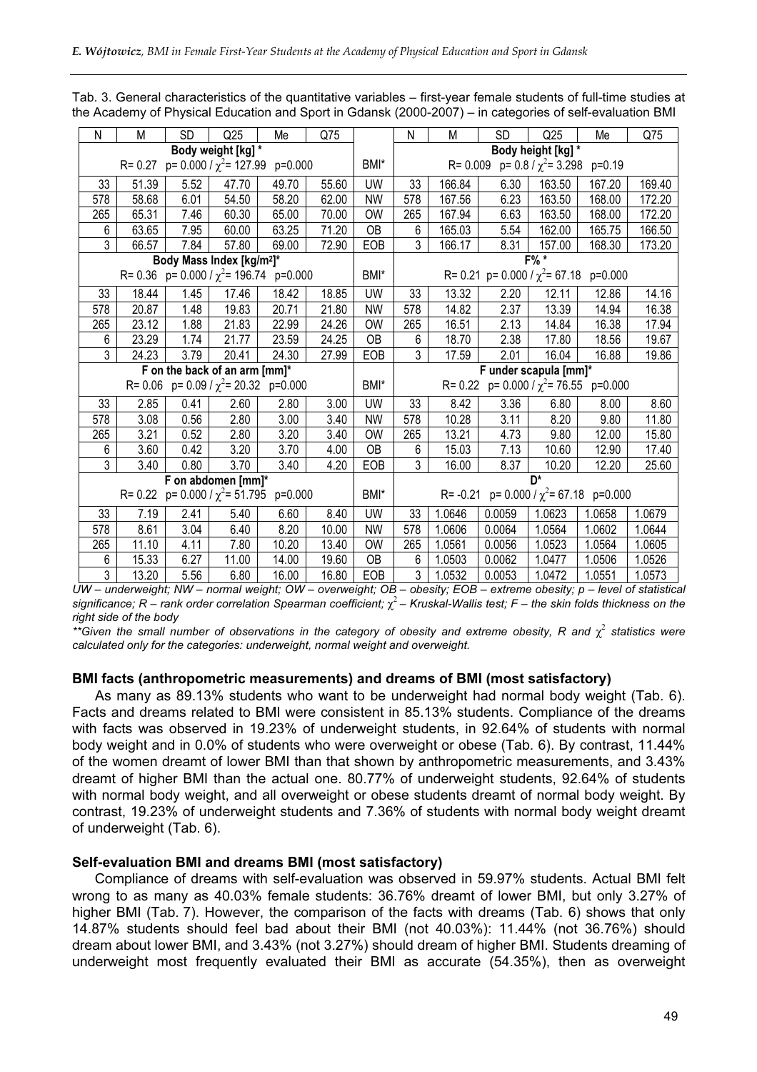Tab. 3. General characteristics of the quantitative variables – first-year female students of full-time studies at the Academy of Physical Education and Sport in Gdansk (2000-2007) – in categories of self-evaluation BMI

| N | M | SD | Q25 | Me | Q75 | | N | M | SD | Q25 | Me | Q75 |
|---|---|---|---|---|---|---|---|---|---|---|---|---|
| Body weight [kg] * | | | | | | | Body height [kg] * | | | | | |
| R= 0.27 p= 0.000 / $\chi^2$= 127.99 p=0.000 | | | | | | BMI* | R= 0.009 p= 0.8 / $\chi^2$= 3.298 p=0.19 | | | | | |
| 33 | 51.39 | 5.52 | 47.70 | 49.70 | 55.60 | UW | 33 | 166.84 | 6.30 | 163.50 | 167.20 | 169.40 |
| 578 | 58.68 | 6.01 | 54.50 | 58.20 | 62.00 | NW | 578 | 167.56 | 6.23 | 163.50 | 168.00 | 172.20 |
| 265 | 65.31 | 7.46 | 60.30 | 65.00 | 70.00 | OW | 265 | 167.94 | 6.63 | 163.50 | 168.00 | 172.20 |
| 6 | 63.65 | 7.95 | 60.00 | 63.25 | 71.20 | OB | 6 | 165.03 | 5.54 | 162.00 | 165.75 | 166.50 |
| 3 | 66.57 | 7.84 | 57.80 | 69.00 | 72.90 | EOB | 3 | 166.17 | 8.31 | 157.00 | 168.30 | 173.20 |
| Body Mass Index [kg/m²]* | | | | | | | F% * | | | | | |
| R= 0.36 p= 0.000 / $\chi^2$= 196.74 p=0.000 | | | | | | BMI* | R= 0.21 p= 0.000 / $\chi^2$= 67.18 p=0.000 | | | | | |
| 33 | 18.44 | 1.45 | 17.46 | 18.42 | 18.85 | UW | 33 | 13.32 | 2.20 | 12.11 | 12.86 | 14.16 |
| 578 | 20.87 | 1.48 | 19.83 | 20.71 | 21.80 | NW | 578 | 14.82 | 2.37 | 13.39 | 14.94 | 16.38 |
| 265 | 23.12 | 1.88 | 21.83 | 22.99 | 24.26 | OW | 265 | 16.51 | 2.13 | 14.84 | 16.38 | 17.94 |
| 6 | 23.29 | 1.74 | 21.77 | 23.59 | 24.25 | OB | 6 | 18.70 | 2.38 | 17.80 | 18.56 | 19.67 |
| 3 | 24.23 | 3.79 | 20.41 | 24.30 | 27.99 | EOB | 3 | 17.59 | 2.01 | 16.04 | 16.88 | 19.86 |
| F on the back of an arm [mm]* | | | | | | | F under scapula [mm]* | | | | | |
| R= 0.06 p= 0.09 / $\chi^2$= 20.32 p=0.000 | | | | | | BMI* | R= 0.22 p= 0.000 / $\chi^2$= 76.55 p=0.000 | | | | | |
| 33 | 2.85 | 0.41 | 2.60 | 2.80 | 3.00 | UW | 33 | 8.42 | 3.36 | 6.80 | 8.00 | 8.60 |
| 578 | 3.08 | 0.56 | 2.80 | 3.00 | 3.40 | NW | 578 | 10.28 | 3.11 | 8.20 | 9.80 | 11.80 |
| 265 | 3.21 | 0.52 | 2.80 | 3.20 | 3.40 | OW | 265 | 13.21 | 4.73 | 9.80 | 12.00 | 15.80 |
| 6 | 3.60 | 0.42 | 3.20 | 3.70 | 4.00 | OB | 6 | 15.03 | 7.13 | 10.60 | 12.90 | 17.40 |
| 3 | 3.40 | 0.80 | 3.70 | 3.40 | 4.20 | EOB | 3 | 16.00 | 8.37 | 10.20 | 12.20 | 25.60 |
| F on abdomen [mm]* | | | | | | | D* | | | | | |
| R= 0.22 p= 0.000 / $\chi^2$= 51.795 p=0.000 | | | | | | BMI* | R= -0.21 p= 0.000 / $\chi^2$= 67.18 p=0.000 | | | | | |
| 33 | 7.19 | 2.41 | 5.40 | 6.60 | 8.40 | UW | 33 | 1.0646 | 0.0059 | 1.0623 | 1.0658 | 1.0679 |
| 578 | 8.61 | 3.04 | 6.40 | 8.20 | 10.00 | NW | 578 | 1.0606 | 0.0064 | 1.0564 | 1.0602 | 1.0644 |
| 265 | 11.10 | 4.11 | 7.80 | 10.20 | 13.40 | OW | 265 | 1.0561 | 0.0056 | 1.0523 | 1.0564 | 1.0605 |
| 6 | 15.33 | 6.27 | 11.00 | 14.00 | 19.60 | OB | 6 | 1.0503 | 0.0062 | 1.0477 | 1.0506 | 1.0526 |
| 3 | 13.20 | 5.56 | 6.80 | 16.00 | 16.80 | EOB | 3 | 1.0532 | 0.0053 | 1.0472 | 1.0551 | 1.0573 |

*UW – underweight; NW – normal weight; OW – overweight; OB – obesity; EOB – extreme obesity; p – level of statistical significance; R – rank order correlation Spearman coefficient; $\chi^2$ – Kruskal-Wallis test; F – the skin folds thickness on the right side of the body*

*\*\*Given the small number of observations in the category of obesity and extreme obesity, R and $\chi^2$ statistics were calculated only for the categories: underweight, normal weight and overweight.*

### BMI facts (anthropometric measurements) and dreams of BMI (most satisfactory)

As many as 89.13% students who want to be underweight had normal body weight (Tab. 6). Facts and dreams related to BMI were consistent in 85.13% students. Compliance of the dreams with facts was observed in 19.23% of underweight students, in 92.64% of students with normal body weight and in 0.0% of students who were overweight or obese (Tab. 6). By contrast, 11.44% of the women dreamt of lower BMI than that shown by anthropometric measurements, and 3.43% dreamt of higher BMI than the actual one. 80.77% of underweight students, 92.64% of students with normal body weight, and all overweight or obese students dreamt of normal body weight. By contrast, 19.23% of underweight students and 7.36% of students with normal body weight dreamt of underweight (Tab. 6).

### Self-evaluation BMI and dreams BMI (most satisfactory)

Compliance of dreams with self-evaluation was observed in 59.97% students. Actual BMI felt wrong to as many as 40.03% female students: 36.76% dreamt of lower BMI, but only 3.27% of higher BMI (Tab. 7). However, the comparison of the facts with dreams (Tab. 6) shows that only 14.87% students should feel bad about their BMI (not 40.03%): 11.44% (not 36.76%) should dream about lower BMI, and 3.43% (not 3.27%) should dream of higher BMI. Students dreaming of underweight most frequently evaluated their BMI as accurate (54.35%), then as overweight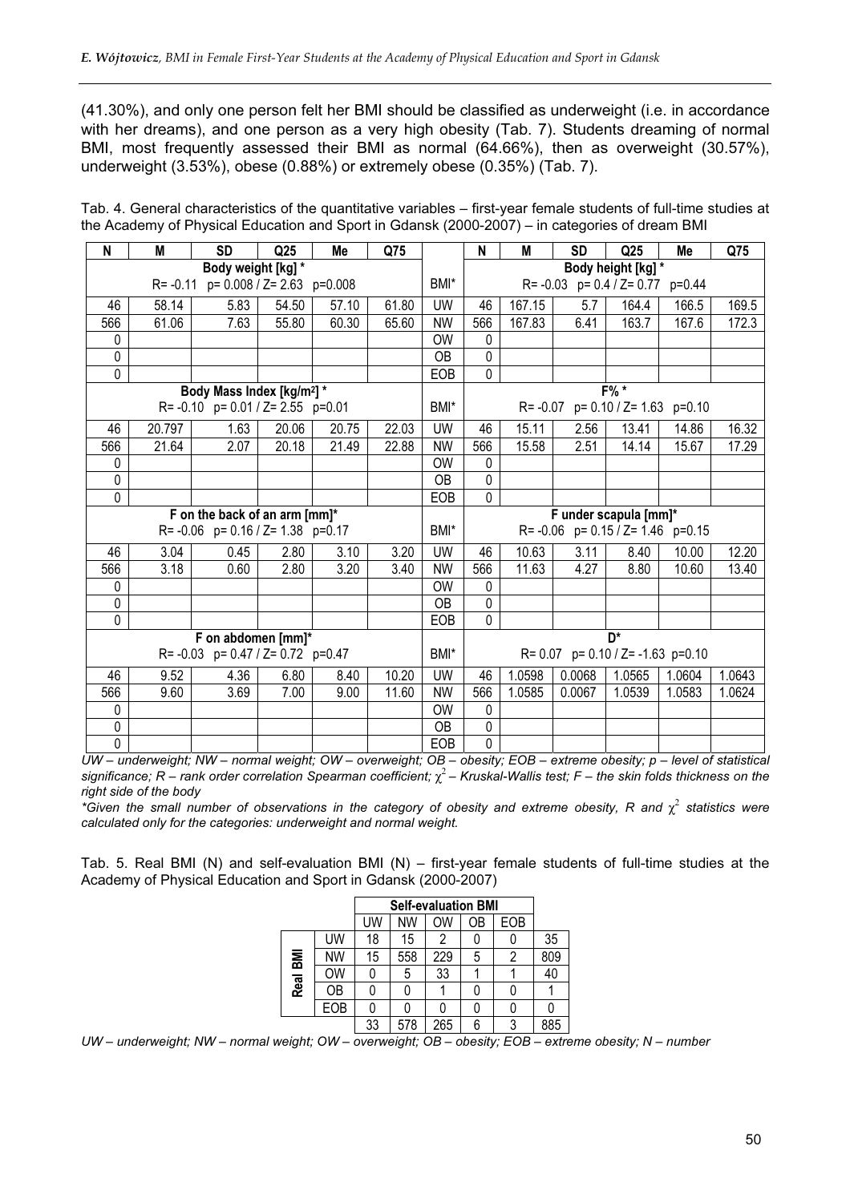(41.30%), and only one person felt her BMI should be classified as underweight (i.e. in accordance with her dreams), and one person as a very high obesity (Tab. 7). Students dreaming of normal BMI, most frequently assessed their BMI as normal (64.66%), then as overweight (30.57%), underweight (3.53%), obese (0.88%) or extremely obese (0.35%) (Tab. 7).

Tab. 4. General characteristics of the quantitative variables – first-year female students of full-time studies at the Academy of Physical Education and Sport in Gdansk (2000-2007) – in categories of dream BMI

| N | M | SD | Q25 | Me | Q75 | | N | M | SD | Q25 | Me | Q75 |
|---|---|---|---|---|---|---|---|---|---|---|---|---|
| Body weight [kg] * R= -0.11 p= 0.008 / Z= 2.63 p=0.008 | | | | | | BMI* | Body height [kg] * R= -0.03 p= 0.4 / Z= 0.77 p=0.44 | | | | | |
| 46 | 58.14 | 5.83 | 54.50 | 57.10 | 61.80 | UW | 46 | 167.15 | 5.7 | 164.4 | 166.5 | 169.5 |
| 566 | 61.06 | 7.63 | 55.80 | 60.30 | 65.60 | NW | 566 | 167.83 | 6.41 | 163.7 | 167.6 | 172.3 |
| 0 | | | | | | OW | 0 | | | | | |
| 0 | | | | | | OB | 0 | | | | | |
| 0 | | | | | | EOB | 0 | | | | | |
| Body Mass Index [kg/m²] * R= -0.10 p= 0.01 / Z= 2.55 p=0.01 | | | | | | BMI* | F% * R= -0.07 p= 0.10 / Z= 1.63 p=0.10 | | | | | |
| 46 | 20.797 | 1.63 | 20.06 | 20.75 | 22.03 | UW | 46 | 15.11 | 2.56 | 13.41 | 14.86 | 16.32 |
| 566 | 21.64 | 2.07 | 20.18 | 21.49 | 22.88 | NW | 566 | 15.58 | 2.51 | 14.14 | 15.67 | 17.29 |
| 0 | | | | | | OW | 0 | | | | | |
| 0 | | | | | | OB | 0 | | | | | |
| 0 | | | | | | EOB | 0 | | | | | |
| F on the back of an arm [mm]* R= -0.06 p= 0.16 / Z= 1.38 p=0.17 | | | | | | BMI* | F under scapula [mm]* R= -0.06 p= 0.15 / Z= 1.46 p=0.15 | | | | | |
| 46 | 3.04 | 0.45 | 2.80 | 3.10 | 3.20 | UW | 46 | 10.63 | 3.11 | 8.40 | 10.00 | 12.20 |
| 566 | 3.18 | 0.60 | 2.80 | 3.20 | 3.40 | NW | 566 | 11.63 | 4.27 | 8.80 | 10.60 | 13.40 |
| 0 | | | | | | OW | 0 | | | | | |
| 0 | | | | | | OB | 0 | | | | | |
| 0 | | | | | | EOB | 0 | | | | | |
| F on abdomen [mm]* R= -0.03 p= 0.47 / Z= 0.72 p=0.47 | | | | | | BMI* | D* R= 0.07 p= 0.10 / Z= -1.63 p=0.10 | | | | | |
| 46 | 9.52 | 4.36 | 6.80 | 8.40 | 10.20 | UW | 46 | 1.0598 | 0.0068 | 1.0565 | 1.0604 | 1.0643 |
| 566 | 9.60 | 3.69 | 7.00 | 9.00 | 11.60 | NW | 566 | 1.0585 | 0.0067 | 1.0539 | 1.0583 | 1.0624 |
| 0 | | | | | | OW | 0 | | | | | |
| 0 | | | | | | OB | 0 | | | | | |
| 0 | | | | | | EOB | 0 | | | | | |

*UW – underweight; NW – normal weight; OW – overweight; OB – obesity; EOB – extreme obesity; p – level of statistical significance; R – rank order correlation Spearman coefficient; $\chi^2$ – Kruskal-Wallis test; F – the skin folds thickness on the right side of the body*

**Given the small number of observations in the category of obesity and extreme obesity, R and $\chi^2$ statistics were calculated only for the categories: underweight and normal weight.*

Tab. 5. Real BMI (N) and self-evaluation BMI (N) – first-year female students of full-time studies at the Academy of Physical Education and Sport in Gdansk (2000-2007)

| | | Self-evaluation BMI | | | | | |
|---|---|---|---|---|---|---|---|
| | | UW | NW | OW | OB | EOB | |
| Real BMI | UW | 18 | 15 | 2 | 0 | 0 | 35 |
| | NW | 15 | 558 | 229 | 5 | 2 | 809 |
| | OW | 0 | 5 | 33 | 1 | 1 | 40 |
| | OB | 0 | 0 | 1 | 0 | 0 | 1 |
| | EOB | 0 | 0 | 0 | 0 | 0 | 0 |
| | | 33 | 578 | 265 | 6 | 3 | 885 |

*UW – underweight; NW – normal weight; OW – overweight; OB – obesity; EOB – extreme obesity; N – number*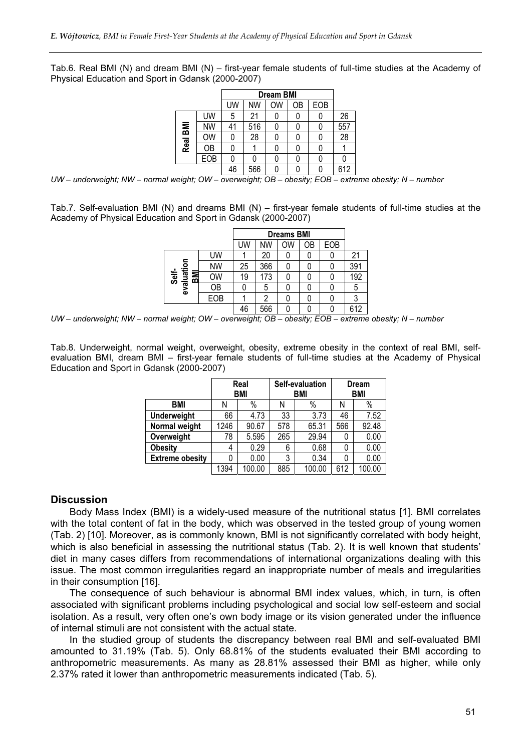Tab.6. Real BMI (N) and dream BMI (N) – first-year female students of full-time studies at the Academy of Physical Education and Sport in Gdansk (2000-2007)

| | | Dream BMI | | | | | |
|---|---|---|---|---|---|---|---|
| | | UW | NW | OW | OB | EOB | |
| Real BMI | UW | 5 | 21 | 0 | 0 | 0 | 26 |
| | NW | 41 | 516 | 0 | 0 | 0 | 557 |
| | OW | 0 | 28 | 0 | 0 | 0 | 28 |
| | OB | 0 | 1 | 0 | 0 | 0 | 1 |
| | EOB | 0 | 0 | 0 | 0 | 0 | 0 |
| | | 46 | 566 | 0 | 0 | 0 | 612 |

*UW – underweight; NW – normal weight; OW – overweight; OB – obesity; EOB – extreme obesity; N – number*

Tab.7. Self-evaluation BMI (N) and dreams BMI (N) – first-year female students of full-time studies at the Academy of Physical Education and Sport in Gdansk (2000-2007)

| | | Dreams BMI | | | | | |
|---|---|---|---|---|---|---|---|
| | | UW | NW | OW | OB | EOB | |
| Self-evaluation BMI | UW | 1 | 20 | 0 | 0 | 0 | 21 |
| | NW | 25 | 366 | 0 | 0 | 0 | 391 |
| | OW | 19 | 173 | 0 | 0 | 0 | 192 |
| | OB | 0 | 5 | 0 | 0 | 0 | 5 |
| | EOB | 1 | 2 | 0 | 0 | 0 | 3 |
| | | 46 | 566 | 0 | 0 | 0 | 612 |

*UW – underweight; NW – normal weight; OW – overweight; OB – obesity; EOB – extreme obesity; N – number*

Tab.8. Underweight, normal weight, overweight, obesity, extreme obesity in the context of real BMI, self-evaluation BMI, dream BMI – first-year female students of full-time studies at the Academy of Physical Education and Sport in Gdansk (2000-2007)

| | Real BMI | | Self-evaluation BMI | | Dream BMI | |
|---|---|---|---|---|---|---|
| **BMI** | N | % | N | % | N | % |
| **Underweight** | 66 | 4.73 | 33 | 3.73 | 46 | 7.52 |
| **Normal weight** | 1246 | 90.67 | 578 | 65.31 | 566 | 92.48 |
| **Overweight** | 78 | 5.595 | 265 | 29.94 | 0 | 0.00 |
| **Obesity** | 4 | 0.29 | 6 | 0.68 | 0 | 0.00 |
| **Extreme obesity** | 0 | 0.00 | 3 | 0.34 | 0 | 0.00 |
| | 1394 | 100.00 | 885 | 100.00 | 612 | 100.00 |

## Discussion

Body Mass Index (BMI) is a widely-used measure of the nutritional status [1]. BMI correlates with the total content of fat in the body, which was observed in the tested group of young women (Tab. 2) [10]. Moreover, as is commonly known, BMI is not significantly correlated with body height, which is also beneficial in assessing the nutritional status (Tab. 2). It is well known that students' diet in many cases differs from recommendations of international organizations dealing with this issue. The most common irregularities regard an inappropriate number of meals and irregularities in their consumption [16].

The consequence of such behaviour is abnormal BMI index values, which, in turn, is often associated with significant problems including psychological and social low self-esteem and social isolation. As a result, very often one's own body image or its vision generated under the influence of internal stimuli are not consistent with the actual state.

In the studied group of students the discrepancy between real BMI and self-evaluated BMI amounted to 31.19% (Tab. 5). Only 68.81% of the students evaluated their BMI according to anthropometric measurements. As many as 28.81% assessed their BMI as higher, while only 2.37% rated it lower than anthropometric measurements indicated (Tab. 5).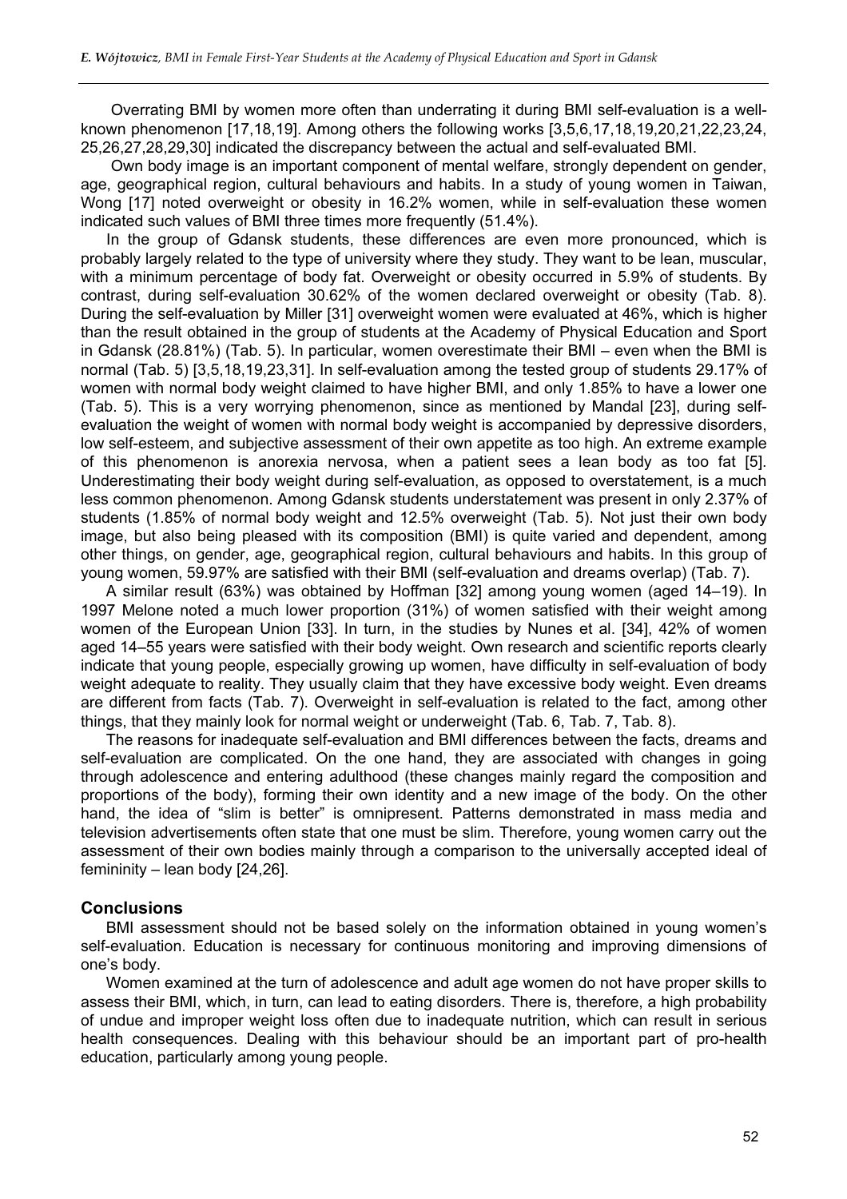Overrating BMI by women more often than underrating it during BMI self-evaluation is a well-known phenomenon [17,18,19]. Among others the following works [3,5,6,17,18,19,20,21,22,23,24, 25,26,27,28,29,30] indicated the discrepancy between the actual and self-evaluated BMI.

Own body image is an important component of mental welfare, strongly dependent on gender, age, geographical region, cultural behaviours and habits. In a study of young women in Taiwan, Wong [17] noted overweight or obesity in 16.2% women, while in self-evaluation these women indicated such values of BMI three times more frequently (51.4%).

In the group of Gdansk students, these differences are even more pronounced, which is probably largely related to the type of university where they study. They want to be lean, muscular, with a minimum percentage of body fat. Overweight or obesity occurred in 5.9% of students. By contrast, during self-evaluation 30.62% of the women declared overweight or obesity (Tab. 8). During the self-evaluation by Miller [31] overweight women were evaluated at 46%, which is higher than the result obtained in the group of students at the Academy of Physical Education and Sport in Gdansk (28.81%) (Tab. 5). In particular, women overestimate their BMI – even when the BMI is normal (Tab. 5) [3,5,18,19,23,31]. In self-evaluation among the tested group of students 29.17% of women with normal body weight claimed to have higher BMI, and only 1.85% to have a lower one (Tab. 5). This is a very worrying phenomenon, since as mentioned by Mandal [23], during self-evaluation the weight of women with normal body weight is accompanied by depressive disorders, low self-esteem, and subjective assessment of their own appetite as too high. An extreme example of this phenomenon is anorexia nervosa, when a patient sees a lean body as too fat [5]. Underestimating their body weight during self-evaluation, as opposed to overstatement, is a much less common phenomenon. Among Gdansk students understatement was present in only 2.37% of students (1.85% of normal body weight and 12.5% overweight (Tab. 5). Not just their own body image, but also being pleased with its composition (BMI) is quite varied and dependent, among other things, on gender, age, geographical region, cultural behaviours and habits. In this group of young women, 59.97% are satisfied with their BMI (self-evaluation and dreams overlap) (Tab. 7).

A similar result (63%) was obtained by Hoffman [32] among young women (aged 14–19). In 1997 Melone noted a much lower proportion (31%) of women satisfied with their weight among women of the European Union [33]. In turn, in the studies by Nunes et al. [34], 42% of women aged 14–55 years were satisfied with their body weight. Own research and scientific reports clearly indicate that young people, especially growing up women, have difficulty in self-evaluation of body weight adequate to reality. They usually claim that they have excessive body weight. Even dreams are different from facts (Tab. 7). Overweight in self-evaluation is related to the fact, among other things, that they mainly look for normal weight or underweight (Tab. 6, Tab. 7, Tab. 8).

The reasons for inadequate self-evaluation and BMI differences between the facts, dreams and self-evaluation are complicated. On the one hand, they are associated with changes in going through adolescence and entering adulthood (these changes mainly regard the composition and proportions of the body), forming their own identity and a new image of the body. On the other hand, the idea of "slim is better" is omnipresent. Patterns demonstrated in mass media and television advertisements often state that one must be slim. Therefore, young women carry out the assessment of their own bodies mainly through a comparison to the universally accepted ideal of femininity – lean body [24,26].

## Conclusions

BMI assessment should not be based solely on the information obtained in young women's self-evaluation. Education is necessary for continuous monitoring and improving dimensions of one's body.

Women examined at the turn of adolescence and adult age women do not have proper skills to assess their BMI, which, in turn, can lead to eating disorders. There is, therefore, a high probability of undue and improper weight loss often due to inadequate nutrition, which can result in serious health consequences. Dealing with this behaviour should be an important part of pro-health education, particularly among young people.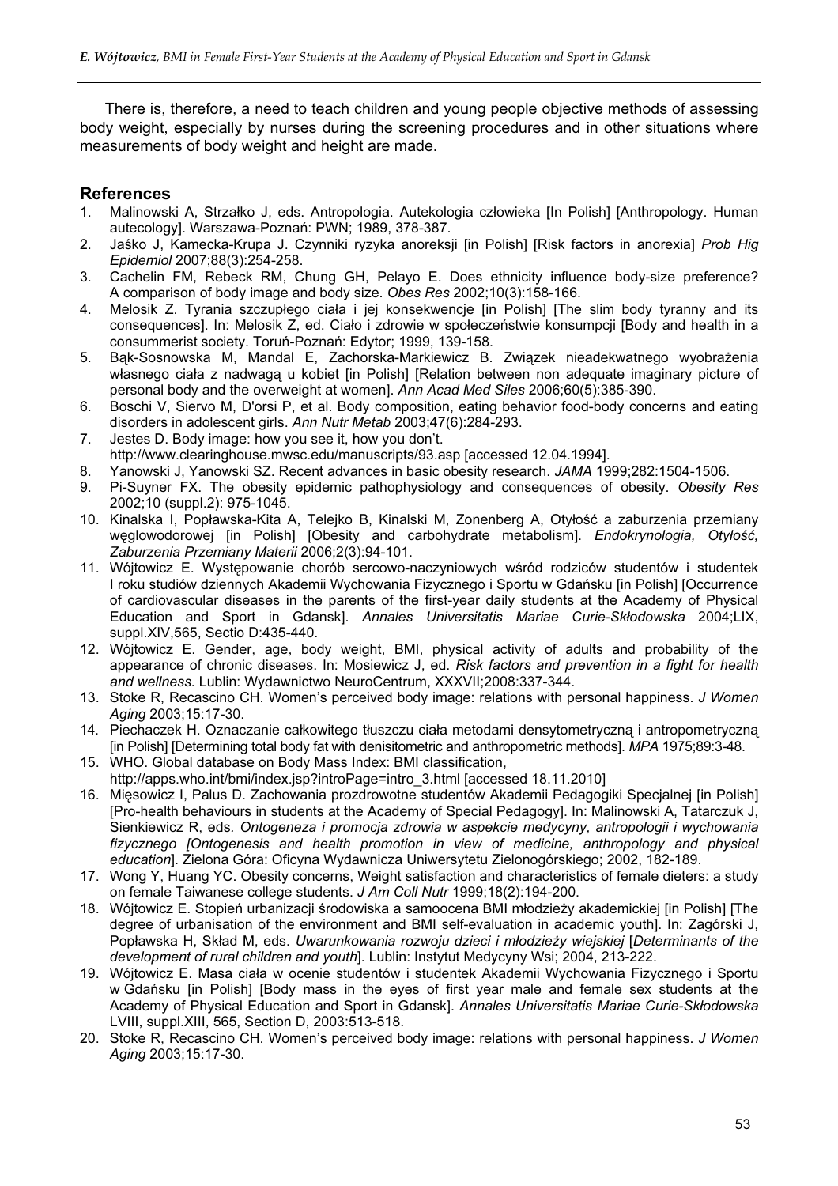There is, therefore, a need to teach children and young people objective methods of assessing body weight, especially by nurses during the screening procedures and in other situations where measurements of body weight and height are made.

## References

1. Malinowski A, Strzałko J, eds. Antropologia. Autekologia człowieka [In Polish] [Anthropology. Human autecology]. Warszawa-Poznań: PWN; 1989, 378-387.
2. Jaśko J, Kamecka-Krupa J. Czynniki ryzyka anoreksji [in Polish] [Risk factors in anorexia] *Prob Hig Epidemiol* 2007;88(3):254-258.
3. Cachelin FM, Rebeck RM, Chung GH, Pelayo E. Does ethnicity influence body-size preference? A comparison of body image and body size. *Obes Res* 2002;10(3):158-166.
4. Melosik Z. Tyrania szczupłego ciała i jej konsekwencje [in Polish] [The slim body tyranny and its consequences]. In: Melosik Z, ed. Ciało i zdrowie w społeczeństwie konsumpcji [Body and health in a consummerist society. Toruń-Poznań: Edytor; 1999, 139-158.
5. Bąk-Sosnowska M, Mandal E, Zachorska-Markiewicz B. Związek nieadekwatnego wyobrażenia własnego ciała z nadwagą u kobiet [in Polish] [Relation between non adequate imaginary picture of personal body and the overweight at women]. *Ann Acad Med Siles* 2006;60(5):385-390.
6. Boschi V, Siervo M, D'orsi P, et al. Body composition, eating behavior food-body concerns and eating disorders in adolescent girls. *Ann Nutr Metab* 2003;47(6):284-293.
7. Jestes D. Body image: how you see it, how you don't. http://www.clearinghouse.mwsc.edu/manuscripts/93.asp [accessed 12.04.1994].
8. Yanowski J, Yanowski SZ. Recent advances in basic obesity research. *JAMA* 1999;282:1504-1506.
9. Pi-Suyner FX. The obesity epidemic pathophysiology and consequences of obesity. *Obesity Res* 2002;10 (suppl.2): 975-1045.
10. Kinalska I, Popławska-Kita A, Telejko B, Kinalski M, Zonenberg A, Otyłość a zaburzenia przemiany węglowodorowej [in Polish] [Obesity and carbohydrate metabolism]. *Endokrynologia, Otyłość, Zaburzenia Przemiany Materii* 2006;2(3):94-101.
11. Wójtowicz E. Występowanie chorób sercowo-naczyniowych wśród rodziców studentów i studentek I roku studiów dziennych Akademii Wychowania Fizycznego i Sportu w Gdańsku [in Polish] [Occurrence of cardiovascular diseases in the parents of the first-year daily students at the Academy of Physical Education and Sport in Gdansk]. *Annales Universitatis Mariae Curie-Skłodowska* 2004;LIX, suppl.XIV,565, Sectio D:435-440.
12. Wójtowicz E. Gender, age, body weight, BMI, physical activity of adults and probability of the appearance of chronic diseases. In: Mosiewicz J, ed. *Risk factors and prevention in a fight for health and wellness*. Lublin: Wydawnictwo NeuroCentrum, XXXVII;2008:337-344.
13. Stoke R, Recascino CH. Women's perceived body image: relations with personal happiness. *J Women Aging* 2003;15:17-30.
14. Piechaczek H. Oznaczanie całkowitego tłuszczu ciała metodami densytometryczną i antropometryczną [in Polish] [Determining total body fat with denisitometric and anthropometric methods]. *MPA* 1975;89:3-48.
15. WHO. Global database on Body Mass Index: BMI classification, http://apps.who.int/bmi/index.jsp?introPage=intro_3.html [accessed 18.11.2010]
16. Męsowicz I, Palus D. Zachowania prozdrowotne studentów Akademii Pedagogiki Specjalnej [in Polish] [Pro-health behaviours in students at the Academy of Special Pedagogy]. In: Malinowski A, Tatarczuk J, Sienkiewicz R, eds. *Ontogeneza i promocja zdrowia w aspekcie medycyny, antropologii i wychowania fizycznego [Ontogenesis and health promotion in view of medicine, anthropology and physical education*]. Zielona Góra: Oficyna Wydawnicza Uniwersytetu Zielonogórskiego; 2002, 182-189.
17. Wong Y, Huang YC. Obesity concerns, Weight satisfaction and characteristics of female dieters: a study on female Taiwanese college students. *J Am Coll Nutr* 1999;18(2):194-200.
18. Wójtowicz E. Stopień urbanizacji środowiska a samoocena BMI młodzieży akademickiej [in Polish] [The degree of urbanisation of the environment and BMI self-evaluation in academic youth]. In: Zagórski J, Popławska H, Skład M, eds. *Uwarunkowania rozwoju dzieci i młodzieży wiejskiej* [*Determinants of the development of rural children and youth*]. Lublin: Instytut Medycyny Wsi; 2004, 213-222.
19. Wójtowicz E. Masa ciała w ocenie studentów i studentek Akademii Wychowania Fizycznego i Sportu w Gdańsku [in Polish] [Body mass in the eyes of first year male and female sex students at the Academy of Physical Education and Sport in Gdansk]. *Annales Universitatis Mariae Curie-Skłodowska* LVIII, suppl.XIII, 565, Section D, 2003:513-518.
20. Stoke R, Recascino CH. Women's perceived body image: relations with personal happiness. *J Women Aging* 2003;15:17-30.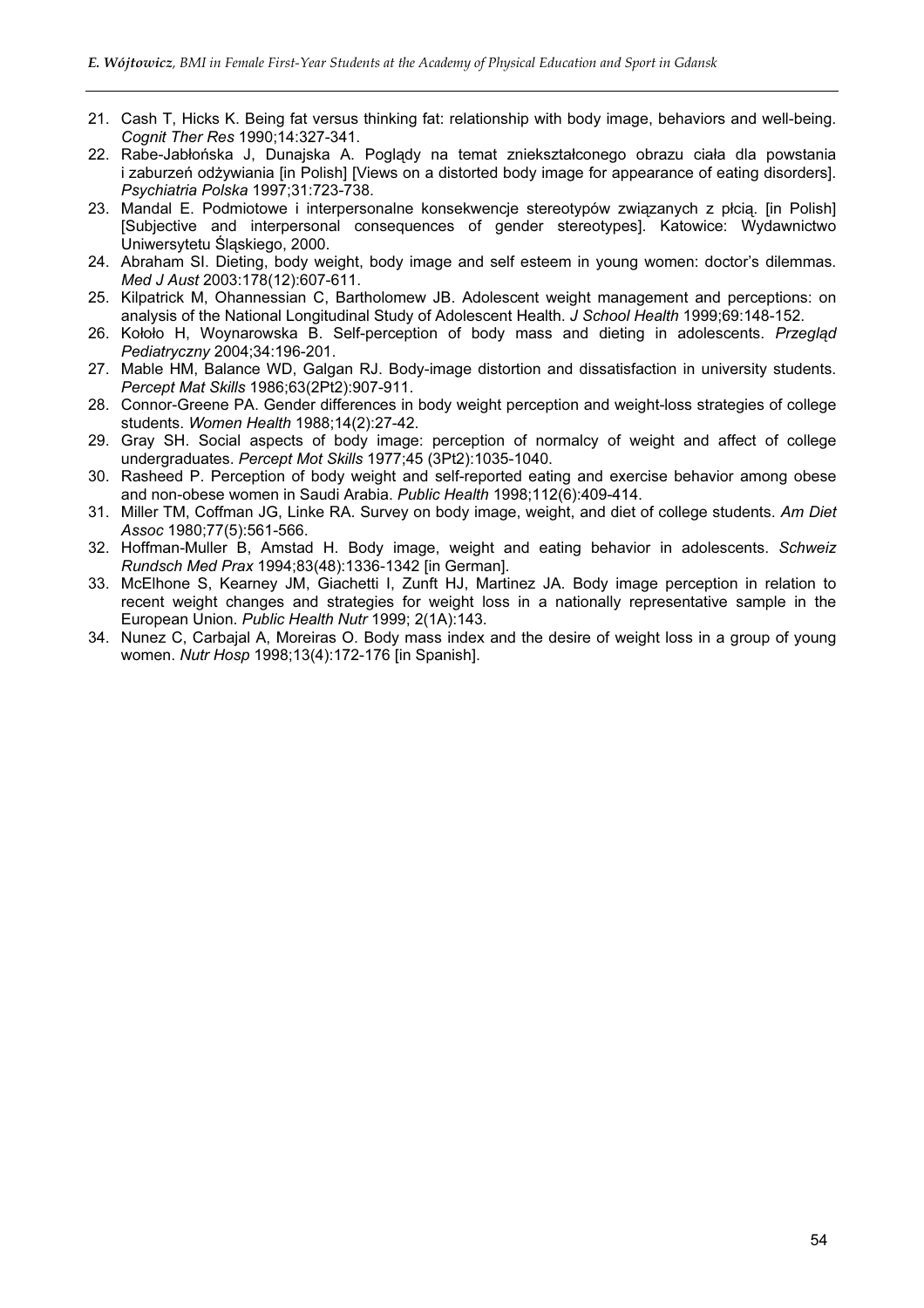21. Cash T, Hicks K. Being fat versus thinking fat: relationship with body image, behaviors and well-being. *Cognit Ther Res* 1990;14:327-341.
22. Rabe-Jabłońska J, Dunajska A. Poglądy na temat zniekształconego obrazu ciała dla powstania i zaburzeń odżywiania [in Polish] [Views on a distorted body image for appearance of eating disorders]. *Psychiatria Polska* 1997;31:723-738.
23. Mandal E. Podmiotowe i interpersonalne konsekwencje stereotypów związanych z płcią. [in Polish] [Subjective and interpersonal consequences of gender stereotypes]. Katowice: Wydawnictwo Uniwersytetu Śląskiego, 2000.
24. Abraham SI. Dieting, body weight, body image and self esteem in young women: doctor's dilemmas. *Med J Aust* 2003:178(12):607-611.
25. Kilpatrick M, Ohannessian C, Bartholomew JB. Adolescent weight management and perceptions: on analysis of the National Longitudinal Study of Adolescent Health. *J School Health* 1999;69:148-152.
26. Kołoło H, Woynarowska B. Self-perception of body mass and dieting in adolescents. *Przegląd Pediatryczny* 2004;34:196-201.
27. Mable HM, Balance WD, Galgan RJ. Body-image distortion and dissatisfaction in university students. *Percept Mat Skills* 1986;63(2Pt2):907-911.
28. Connor-Greene PA. Gender differences in body weight perception and weight-loss strategies of college students. *Women Health* 1988;14(2):27-42.
29. Gray SH. Social aspects of body image: perception of normalcy of weight and affect of college undergraduates. *Percept Mot Skills* 1977;45 (3Pt2):1035-1040.
30. Rasheed P. Perception of body weight and self-reported eating and exercise behavior among obese and non-obese women in Saudi Arabia. *Public Health* 1998;112(6):409-414.
31. Miller TM, Coffman JG, Linke RA. Survey on body image, weight, and diet of college students. *Am Diet Assoc* 1980;77(5):561-566.
32. Hoffman-Muller B, Amstad H. Body image, weight and eating behavior in adolescents. *Schweiz Rundsch Med Prax* 1994;83(48):1336-1342 [in German].
33. McElhone S, Kearney JM, Giachetti I, Zunft HJ, Martinez JA. Body image perception in relation to recent weight changes and strategies for weight loss in a nationally representative sample in the European Union. *Public Health Nutr* 1999; 2(1A):143.
34. Nunez C, Carbajal A, Moreiras O. Body mass index and the desire of weight loss in a group of young women. *Nutr Hosp* 1998;13(4):172-176 [in Spanish].